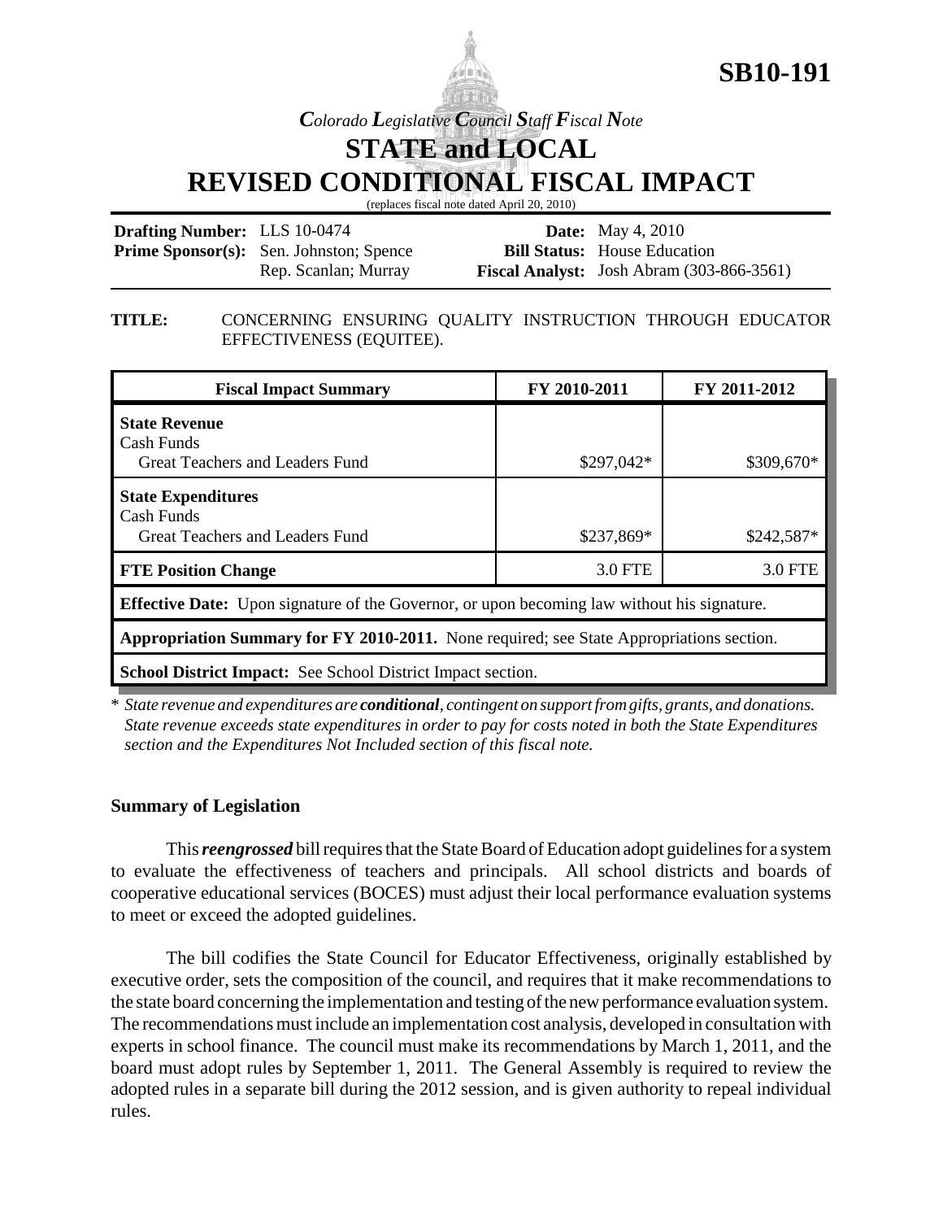**SB10-191**

*Colorado Legislative Council Staff Fiscal Note*

# STATE and LOCAL
# REVISED CONDITIONAL FISCAL IMPACT

(replaces fiscal note dated April 20, 2010)

| | | | |
|---|---|---|---|
| **Drafting Number:** | LLS 10-0474 | **Date:** | May 4, 2010 |
| **Prime Sponsor(s):** | Sen. Johnston; Spence<br>Rep. Scanlan; Murray | **Bill Status:** | House Education |
| | | **Fiscal Analyst:** | Josh Abram (303-866-3561) |

**TITLE:** CONCERNING ENSURING QUALITY INSTRUCTION THROUGH EDUCATOR EFFECTIVENESS (EQUITEE).

| Fiscal Impact Summary | FY 2010-2011 | FY 2011-2012 |
|---|---|---|
| **State Revenue**<br>Cash Funds<br>Great Teachers and Leaders Fund | $297,042* | $309,670* |
| **State Expenditures**<br>Cash Funds<br>Great Teachers and Leaders Fund | $237,869* | $242,587* |
| **FTE Position Change** | 3.0 FTE | 3.0 FTE |
| **Effective Date:** Upon signature of the Governor, or upon becoming law without his signature. | | |
| **Appropriation Summary for FY 2010-2011.** None required; see State Appropriations section. | | |
| **School District Impact:** See School District Impact section. | | |

\* *State revenue and expenditures are **conditional**, contingent on support from gifts, grants, and donations. State revenue exceeds state expenditures in order to pay for costs noted in both the State Expenditures section and the Expenditures Not Included section of this fiscal note.*

### Summary of Legislation

This ***reengrossed*** bill requires that the State Board of Education adopt guidelines for a system to evaluate the effectiveness of teachers and principals. All school districts and boards of cooperative educational services (BOCES) must adjust their local performance evaluation systems to meet or exceed the adopted guidelines.

The bill codifies the State Council for Educator Effectiveness, originally established by executive order, sets the composition of the council, and requires that it make recommendations to the state board concerning the implementation and testing of the new performance evaluation system. The recommendations must include an implementation cost analysis, developed in consultation with experts in school finance. The council must make its recommendations by March 1, 2011, and the board must adopt rules by September 1, 2011. The General Assembly is required to review the adopted rules in a separate bill during the 2012 session, and is given authority to repeal individual rules.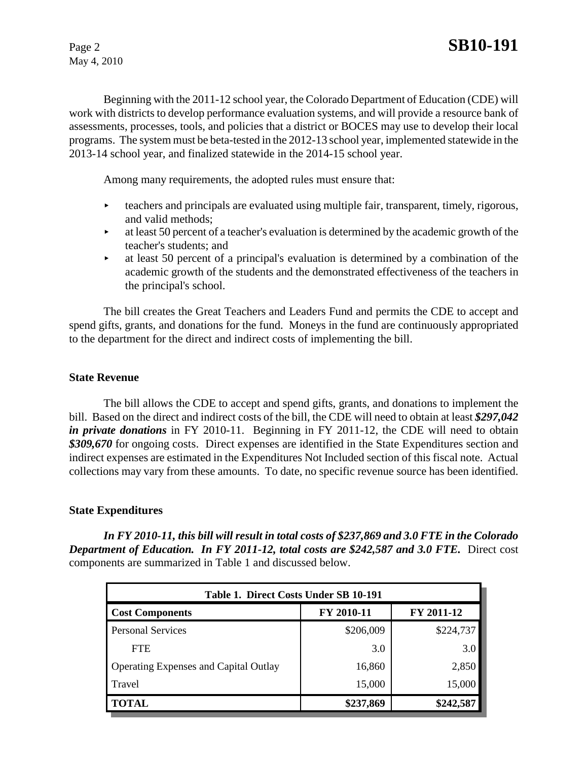Beginning with the 2011-12 school year, the Colorado Department of Education (CDE) will work with districts to develop performance evaluation systems, and will provide a resource bank of assessments, processes, tools, and policies that a district or BOCES may use to develop their local programs. The system must be beta-tested in the 2012-13 school year, implemented statewide in the 2013-14 school year, and finalized statewide in the 2014-15 school year.

Among many requirements, the adopted rules must ensure that:

- teachers and principals are evaluated using multiple fair, transparent, timely, rigorous, and valid methods;
- at least 50 percent of a teacher's evaluation is determined by the academic growth of the teacher's students; and
- at least 50 percent of a principal's evaluation is determined by a combination of the academic growth of the students and the demonstrated effectiveness of the teachers in the principal's school.

The bill creates the Great Teachers and Leaders Fund and permits the CDE to accept and spend gifts, grants, and donations for the fund. Moneys in the fund are continuously appropriated to the department for the direct and indirect costs of implementing the bill.

**State Revenue**

The bill allows the CDE to accept and spend gifts, grants, and donations to implement the bill. Based on the direct and indirect costs of the bill, the CDE will need to obtain at least ***$297,042 in private donations*** in FY 2010-11. Beginning in FY 2011-12, the CDE will need to obtain ***$309,670*** for ongoing costs. Direct expenses are identified in the State Expenditures section and indirect expenses are estimated in the Expenditures Not Included section of this fiscal note. Actual collections may vary from these amounts. To date, no specific revenue source has been identified.

**State Expenditures**

***In FY 2010-11, this bill will result in total costs of $237,869 and 3.0 FTE in the Colorado Department of Education. In FY 2011-12, total costs are $242,587 and 3.0 FTE.*** Direct cost components are summarized in Table 1 and discussed below.

| Table 1. Direct Costs Under SB 10-191 | | |
|---|---|---|
| **Cost Components** | **FY 2010-11** | **FY 2011-12** |
| Personal Services | $206,009 | $224,737 |
| FTE | 3.0 | 3.0 |
| Operating Expenses and Capital Outlay | 16,860 | 2,850 |
| Travel | 15,000 | 15,000 |
| **TOTAL** | **$237,869** | **$242,587** |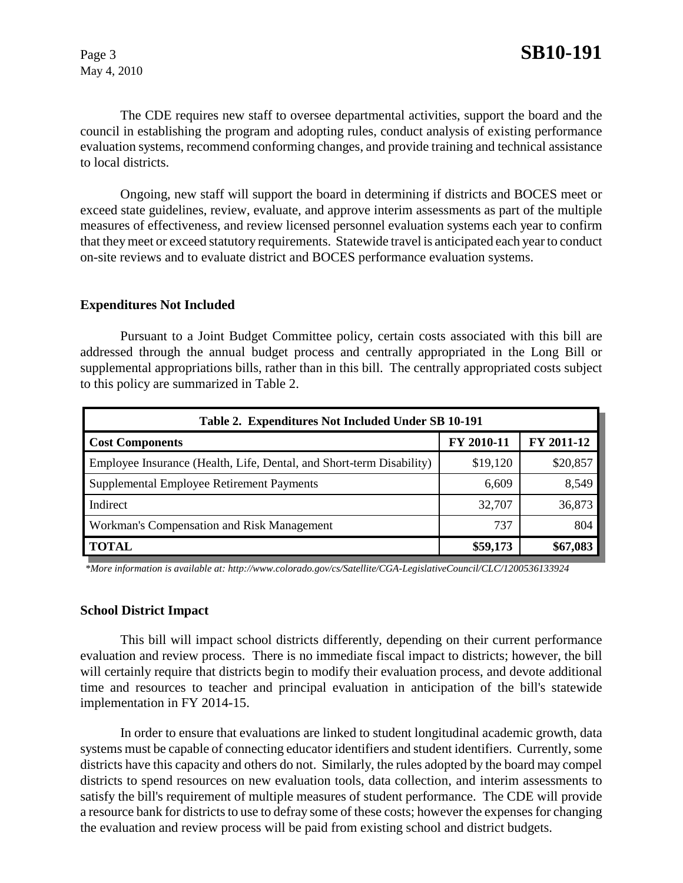The CDE requires new staff to oversee departmental activities, support the board and the council in establishing the program and adopting rules, conduct analysis of existing performance evaluation systems, recommend conforming changes, and provide training and technical assistance to local districts.

Ongoing, new staff will support the board in determining if districts and BOCES meet or exceed state guidelines, review, evaluate, and approve interim assessments as part of the multiple measures of effectiveness, and review licensed personnel evaluation systems each year to confirm that they meet or exceed statutory requirements. Statewide travel is anticipated each year to conduct on-site reviews and to evaluate district and BOCES performance evaluation systems.

## Expenditures Not Included

Pursuant to a Joint Budget Committee policy, certain costs associated with this bill are addressed through the annual budget process and centrally appropriated in the Long Bill or supplemental appropriations bills, rather than in this bill. The centrally appropriated costs subject to this policy are summarized in Table 2.

| Table 2. Expenditures Not Included Under SB 10-191 | | |
|---|---|---|
| **Cost Components** | **FY 2010-11** | **FY 2011-12** |
| Employee Insurance (Health, Life, Dental, and Short-term Disability) | $19,120 | $20,857 |
| Supplemental Employee Retirement Payments | 6,609 | 8,549 |
| Indirect | 32,707 | 36,873 |
| Workman's Compensation and Risk Management | 737 | 804 |
| **TOTAL** | **$59,173** | **$67,083** |

*\*More information is available at: http://www.colorado.gov/cs/Satellite/CGA-LegislativeCouncil/CLC/1200536133924*

## School District Impact

This bill will impact school districts differently, depending on their current performance evaluation and review process. There is no immediate fiscal impact to districts; however, the bill will certainly require that districts begin to modify their evaluation process, and devote additional time and resources to teacher and principal evaluation in anticipation of the bill's statewide implementation in FY 2014-15.

In order to ensure that evaluations are linked to student longitudinal academic growth, data systems must be capable of connecting educator identifiers and student identifiers. Currently, some districts have this capacity and others do not. Similarly, the rules adopted by the board may compel districts to spend resources on new evaluation tools, data collection, and interim assessments to satisfy the bill's requirement of multiple measures of student performance. The CDE will provide a resource bank for districts to use to defray some of these costs; however the expenses for changing the evaluation and review process will be paid from existing school and district budgets.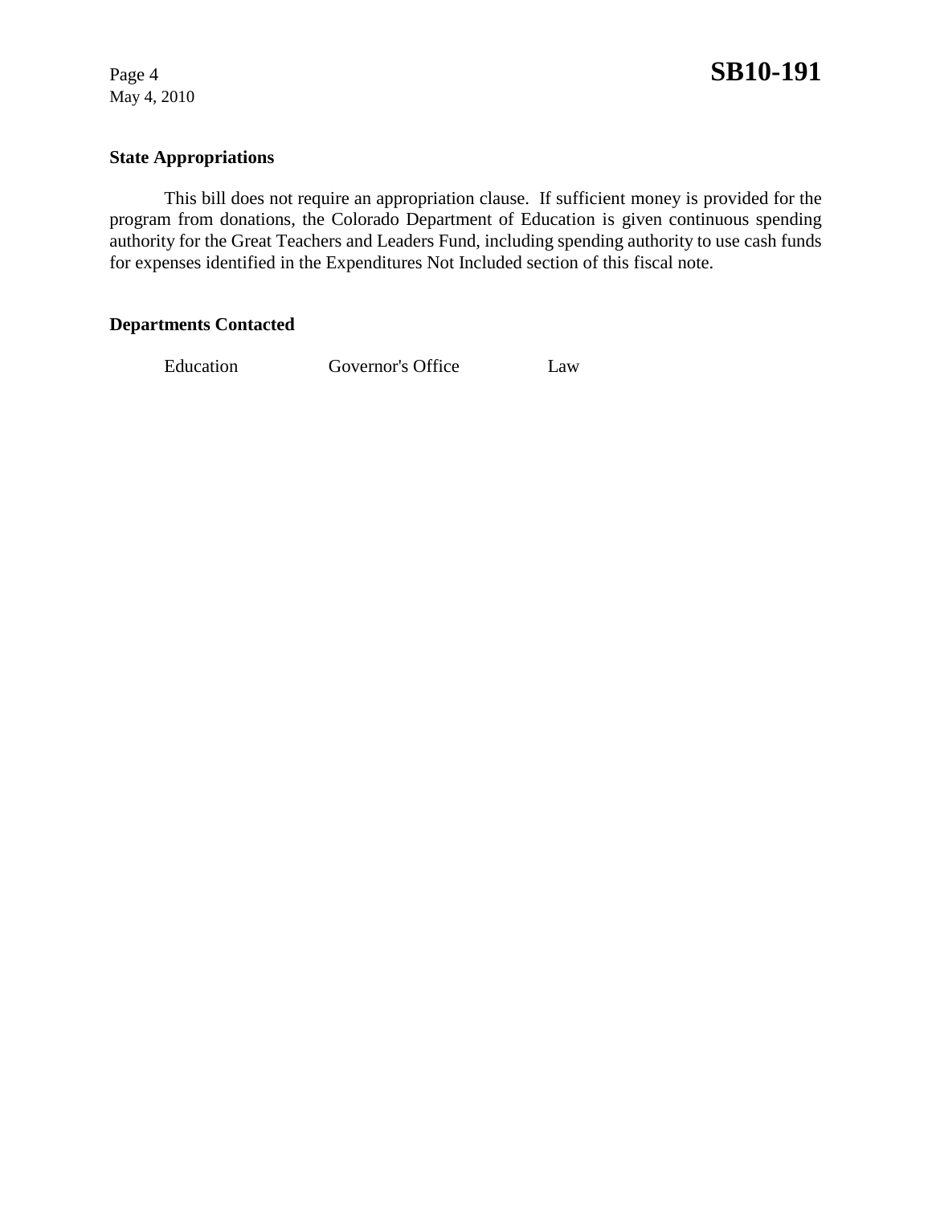**State Appropriations**

This bill does not require an appropriation clause. If sufficient money is provided for the program from donations, the Colorado Department of Education is given continuous spending authority for the Great Teachers and Leaders Fund, including spending authority to use cash funds for expenses identified in the Expenditures Not Included section of this fiscal note.

**Departments Contacted**

Education　　Governor's Office　　Law